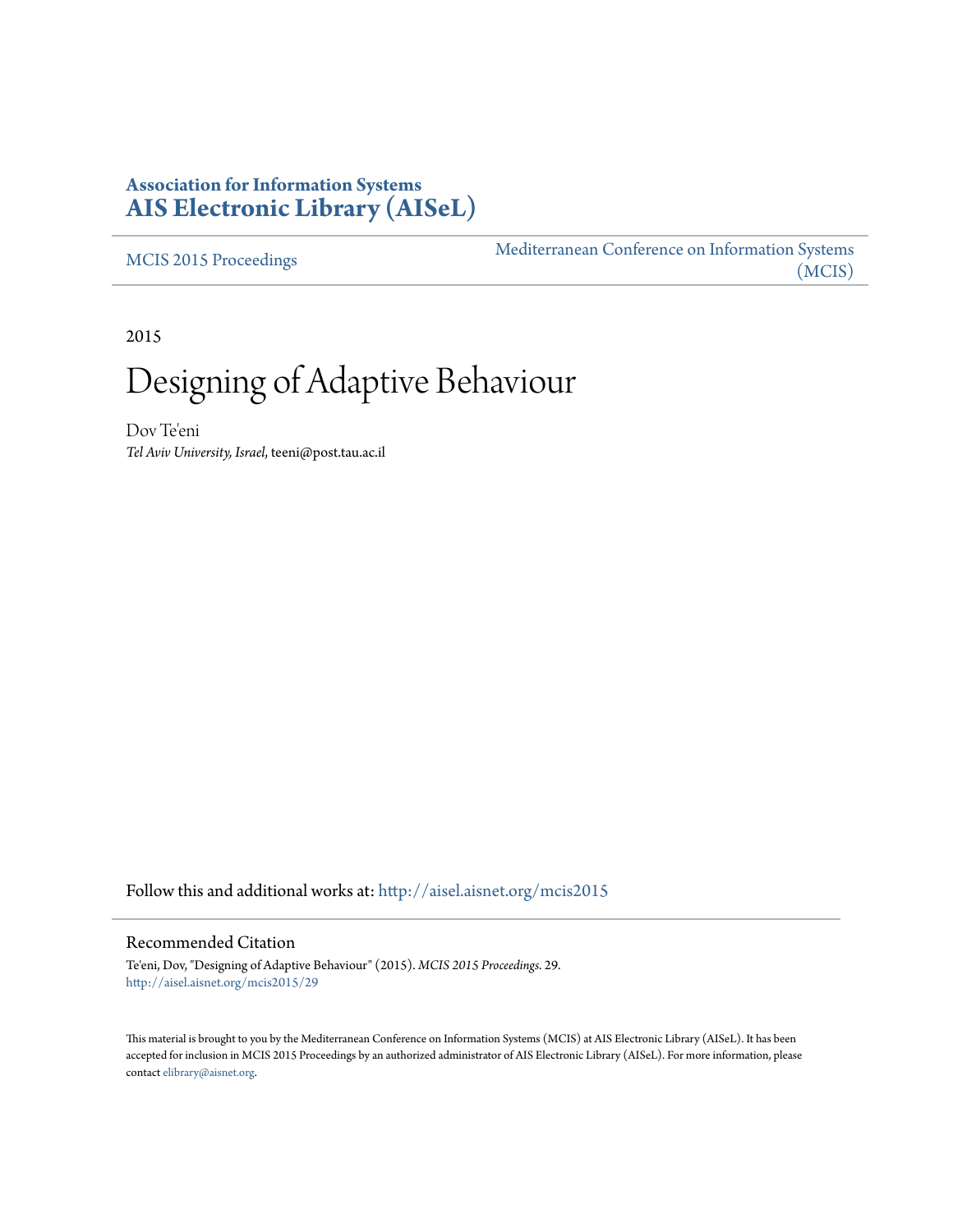**Association for Information Systems**
**AIS Electronic Library (AISeL)**

MCIS 2015 Proceedings

Mediterranean Conference on Information Systems (MCIS)

2015

# Designing of Adaptive Behaviour

Dov Te'eni
*Tel Aviv University, Israel*, teeni@post.tau.ac.il

Follow this and additional works at: http://aisel.aisnet.org/mcis2015

## Recommended Citation

Te'eni, Dov, "Designing of Adaptive Behaviour" (2015). *MCIS 2015 Proceedings*. 29.
http://aisel.aisnet.org/mcis2015/29

This material is brought to you by the Mediterranean Conference on Information Systems (MCIS) at AIS Electronic Library (AISeL). It has been accepted for inclusion in MCIS 2015 Proceedings by an authorized administrator of AIS Electronic Library (AISeL). For more information, please contact elibrary@aisnet.org.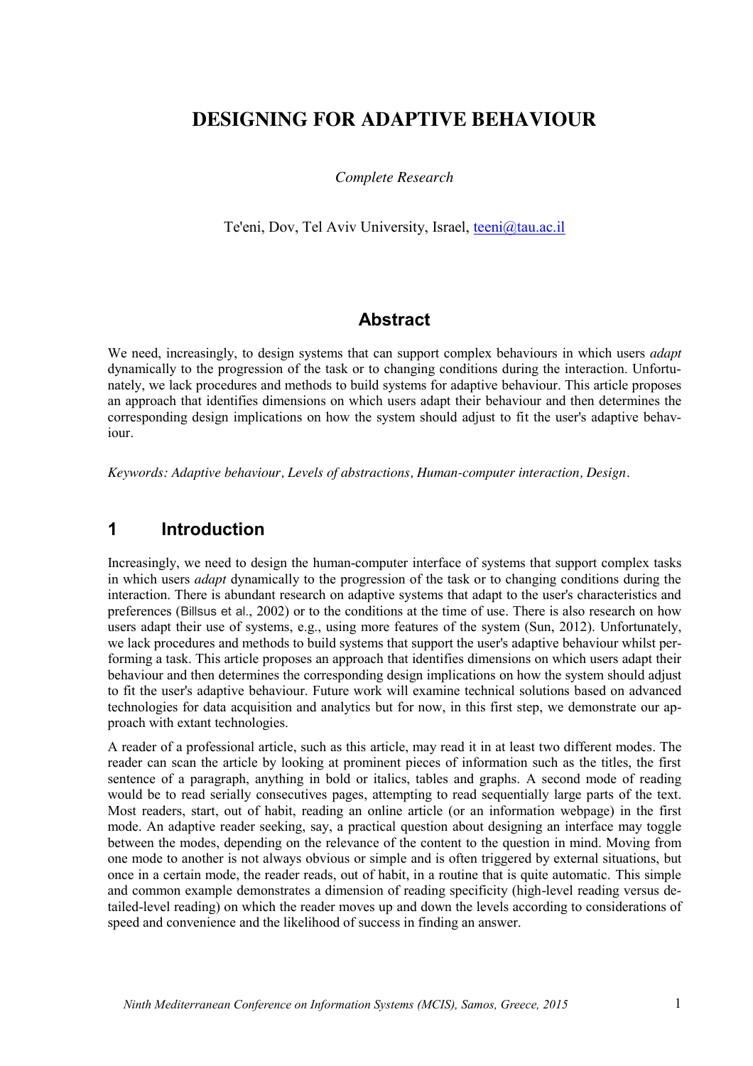# DESIGNING FOR ADAPTIVE BEHAVIOUR

*Complete Research*

Te'eni, Dov, Tel Aviv University, Israel, teeni@tau.ac.il

## Abstract

We need, increasingly, to design systems that can support complex behaviours in which users *adapt* dynamically to the progression of the task or to changing conditions during the interaction. Unfortunately, we lack procedures and methods to build systems for adaptive behaviour. This article proposes an approach that identifies dimensions on which users adapt their behaviour and then determines the corresponding design implications on how the system should adjust to fit the user's adaptive behaviour.

*Keywords: Adaptive behaviour, Levels of abstractions, Human-computer interaction, Design.*

## 1 Introduction

Increasingly, we need to design the human-computer interface of systems that support complex tasks in which users *adapt* dynamically to the progression of the task or to changing conditions during the interaction. There is abundant research on adaptive systems that adapt to the user's characteristics and preferences (Billsus et al., 2002) or to the conditions at the time of use. There is also research on how users adapt their use of systems, e.g., using more features of the system (Sun, 2012). Unfortunately, we lack procedures and methods to build systems that support the user's adaptive behaviour whilst performing a task. This article proposes an approach that identifies dimensions on which users adapt their behaviour and then determines the corresponding design implications on how the system should adjust to fit the user's adaptive behaviour. Future work will examine technical solutions based on advanced technologies for data acquisition and analytics but for now, in this first step, we demonstrate our approach with extant technologies.

A reader of a professional article, such as this article, may read it in at least two different modes. The reader can scan the article by looking at prominent pieces of information such as the titles, the first sentence of a paragraph, anything in bold or italics, tables and graphs. A second mode of reading would be to read serially consecutives pages, attempting to read sequentially large parts of the text. Most readers, start, out of habit, reading an online article (or an information webpage) in the first mode. An adaptive reader seeking, say, a practical question about designing an interface may toggle between the modes, depending on the relevance of the content to the question in mind. Moving from one mode to another is not always obvious or simple and is often triggered by external situations, but once in a certain mode, the reader reads, out of habit, in a routine that is quite automatic. This simple and common example demonstrates a dimension of reading specificity (high-level reading versus detailed-level reading) on which the reader moves up and down the levels according to considerations of speed and convenience and the likelihood of success in finding an answer.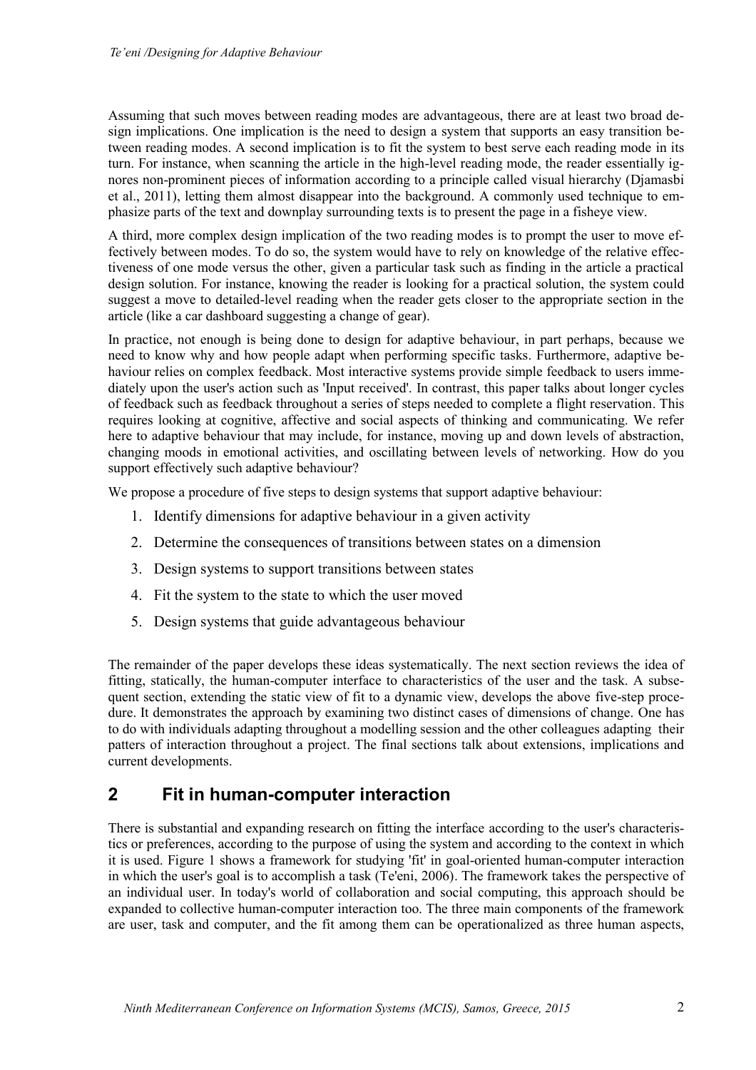Assuming that such moves between reading modes are advantageous, there are at least two broad design implications. One implication is the need to design a system that supports an easy transition between reading modes. A second implication is to fit the system to best serve each reading mode in its turn. For instance, when scanning the article in the high-level reading mode, the reader essentially ignores non-prominent pieces of information according to a principle called visual hierarchy (Djamasbi et al., 2011), letting them almost disappear into the background. A commonly used technique to emphasize parts of the text and downplay surrounding texts is to present the page in a fisheye view.

A third, more complex design implication of the two reading modes is to prompt the user to move effectively between modes. To do so, the system would have to rely on knowledge of the relative effectiveness of one mode versus the other, given a particular task such as finding in the article a practical design solution. For instance, knowing the reader is looking for a practical solution, the system could suggest a move to detailed-level reading when the reader gets closer to the appropriate section in the article (like a car dashboard suggesting a change of gear).

In practice, not enough is being done to design for adaptive behaviour, in part perhaps, because we need to know why and how people adapt when performing specific tasks. Furthermore, adaptive behaviour relies on complex feedback. Most interactive systems provide simple feedback to users immediately upon the user's action such as 'Input received'. In contrast, this paper talks about longer cycles of feedback such as feedback throughout a series of steps needed to complete a flight reservation. This requires looking at cognitive, affective and social aspects of thinking and communicating. We refer here to adaptive behaviour that may include, for instance, moving up and down levels of abstraction, changing moods in emotional activities, and oscillating between levels of networking. How do you support effectively such adaptive behaviour?

We propose a procedure of five steps to design systems that support adaptive behaviour:

1. Identify dimensions for adaptive behaviour in a given activity
2. Determine the consequences of transitions between states on a dimension
3. Design systems to support transitions between states
4. Fit the system to the state to which the user moved
5. Design systems that guide advantageous behaviour

The remainder of the paper develops these ideas systematically. The next section reviews the idea of fitting, statically, the human-computer interface to characteristics of the user and the task. A subsequent section, extending the static view of fit to a dynamic view, develops the above five-step procedure. It demonstrates the approach by examining two distinct cases of dimensions of change. One has to do with individuals adapting throughout a modelling session and the other colleagues adapting their patters of interaction throughout a project. The final sections talk about extensions, implications and current developments.

## 2 Fit in human-computer interaction

There is substantial and expanding research on fitting the interface according to the user's characteristics or preferences, according to the purpose of using the system and according to the context in which it is used. Figure 1 shows a framework for studying 'fit' in goal-oriented human-computer interaction in which the user's goal is to accomplish a task (Te'eni, 2006). The framework takes the perspective of an individual user. In today's world of collaboration and social computing, this approach should be expanded to collective human-computer interaction too. The three main components of the framework are user, task and computer, and the fit among them can be operationalized as three human aspects,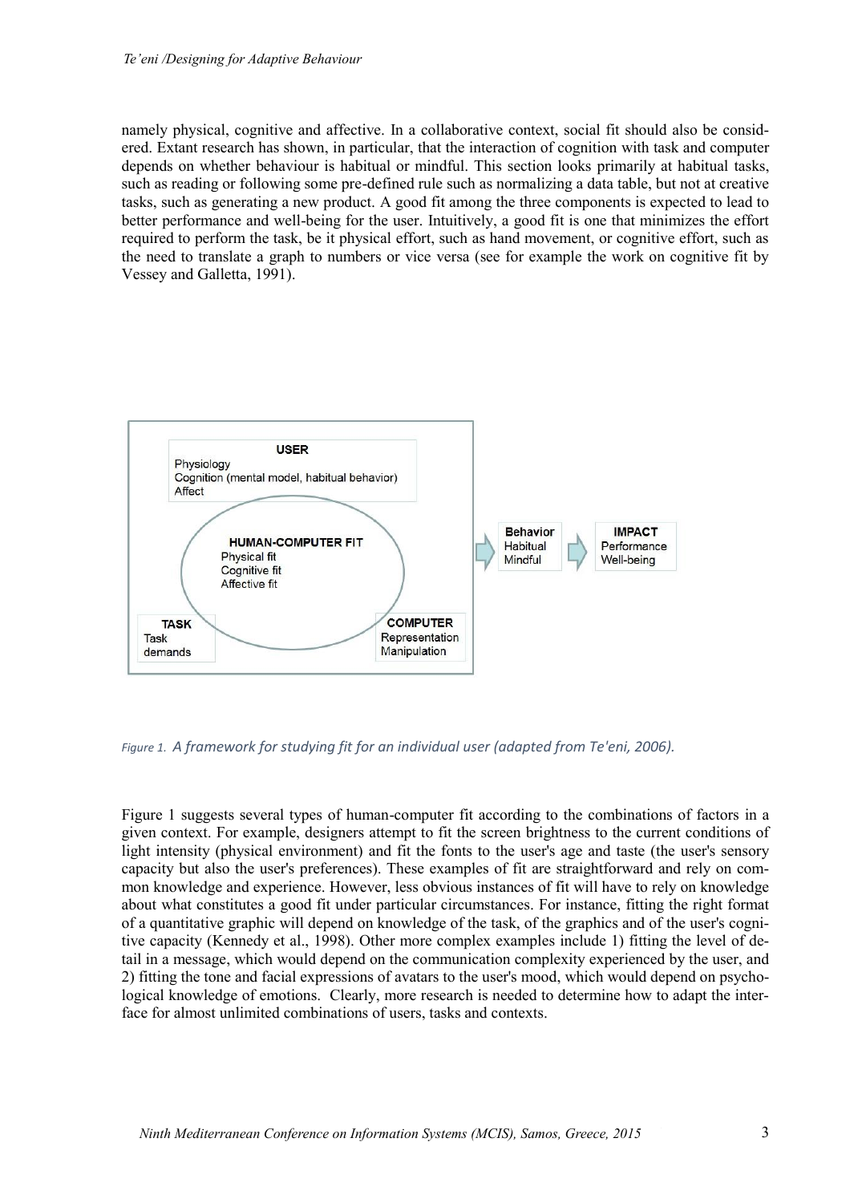namely physical, cognitive and affective. In a collaborative context, social fit should also be considered. Extant research has shown, in particular, that the interaction of cognition with task and computer depends on whether behaviour is habitual or mindful. This section looks primarily at habitual tasks, such as reading or following some pre-defined rule such as normalizing a data table, but not at creative tasks, such as generating a new product. A good fit among the three components is expected to lead to better performance and well-being for the user. Intuitively, a good fit is one that minimizes the effort required to perform the task, be it physical effort, such as hand movement, or cognitive effort, such as the need to translate a graph to numbers or vice versa (see for example the work on cognitive fit by Vessey and Galletta, 1991).

*Figure 1. A framework for studying fit for an individual user (adapted from Te'eni, 2006).*

Figure 1 suggests several types of human-computer fit according to the combinations of factors in a given context. For example, designers attempt to fit the screen brightness to the current conditions of light intensity (physical environment) and fit the fonts to the user's age and taste (the user's sensory capacity but also the user's preferences). These examples of fit are straightforward and rely on common knowledge and experience. However, less obvious instances of fit will have to rely on knowledge about what constitutes a good fit under particular circumstances. For instance, fitting the right format of a quantitative graphic will depend on knowledge of the task, of the graphics and of the user's cognitive capacity (Kennedy et al., 1998). Other more complex examples include 1) fitting the level of detail in a message, which would depend on the communication complexity experienced by the user, and 2) fitting the tone and facial expressions of avatars to the user's mood, which would depend on psychological knowledge of emotions. Clearly, more research is needed to determine how to adapt the interface for almost unlimited combinations of users, tasks and contexts.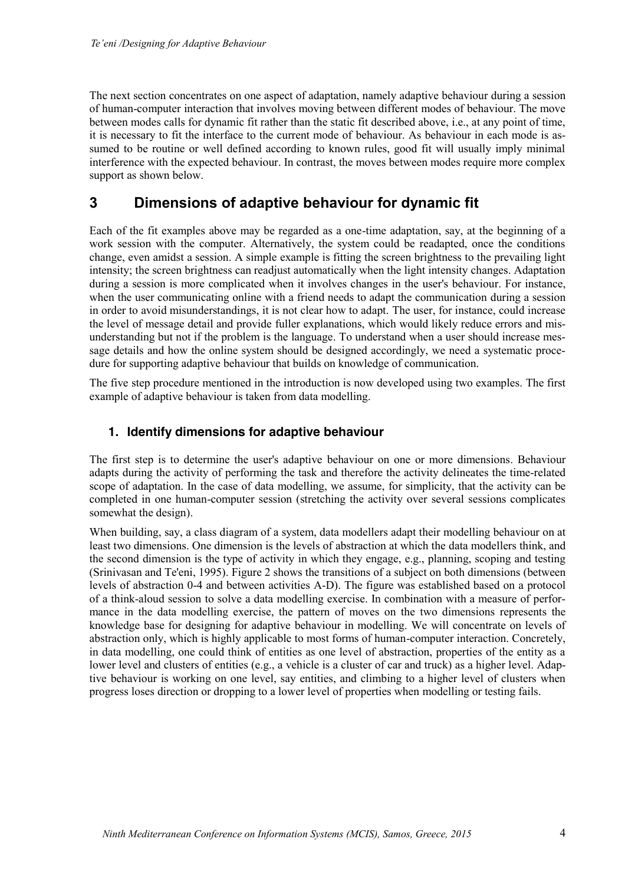The next section concentrates on one aspect of adaptation, namely adaptive behaviour during a session of human-computer interaction that involves moving between different modes of behaviour. The move between modes calls for dynamic fit rather than the static fit described above, i.e., at any point of time, it is necessary to fit the interface to the current mode of behaviour. As behaviour in each mode is assumed to be routine or well defined according to known rules, good fit will usually imply minimal interference with the expected behaviour. In contrast, the moves between modes require more complex support as shown below.

# 3 Dimensions of adaptive behaviour for dynamic fit

Each of the fit examples above may be regarded as a one-time adaptation, say, at the beginning of a work session with the computer. Alternatively, the system could be readapted, once the conditions change, even amidst a session. A simple example is fitting the screen brightness to the prevailing light intensity; the screen brightness can readjust automatically when the light intensity changes. Adaptation during a session is more complicated when it involves changes in the user's behaviour. For instance, when the user communicating online with a friend needs to adapt the communication during a session in order to avoid misunderstandings, it is not clear how to adapt. The user, for instance, could increase the level of message detail and provide fuller explanations, which would likely reduce errors and misunderstanding but not if the problem is the language. To understand when a user should increase message details and how the online system should be designed accordingly, we need a systematic procedure for supporting adaptive behaviour that builds on knowledge of communication.

The five step procedure mentioned in the introduction is now developed using two examples. The first example of adaptive behaviour is taken from data modelling.

## 1. Identify dimensions for adaptive behaviour

The first step is to determine the user's adaptive behaviour on one or more dimensions. Behaviour adapts during the activity of performing the task and therefore the activity delineates the time-related scope of adaptation. In the case of data modelling, we assume, for simplicity, that the activity can be completed in one human-computer session (stretching the activity over several sessions complicates somewhat the design).

When building, say, a class diagram of a system, data modellers adapt their modelling behaviour on at least two dimensions. One dimension is the levels of abstraction at which the data modellers think, and the second dimension is the type of activity in which they engage, e.g., planning, scoping and testing (Srinivasan and Te'eni, 1995). Figure 2 shows the transitions of a subject on both dimensions (between levels of abstraction 0-4 and between activities A-D). The figure was established based on a protocol of a think-aloud session to solve a data modelling exercise. In combination with a measure of performance in the data modelling exercise, the pattern of moves on the two dimensions represents the knowledge base for designing for adaptive behaviour in modelling. We will concentrate on levels of abstraction only, which is highly applicable to most forms of human-computer interaction. Concretely, in data modelling, one could think of entities as one level of abstraction, properties of the entity as a lower level and clusters of entities (e.g., a vehicle is a cluster of car and truck) as a higher level. Adaptive behaviour is working on one level, say entities, and climbing to a higher level of clusters when progress loses direction or dropping to a lower level of properties when modelling or testing fails.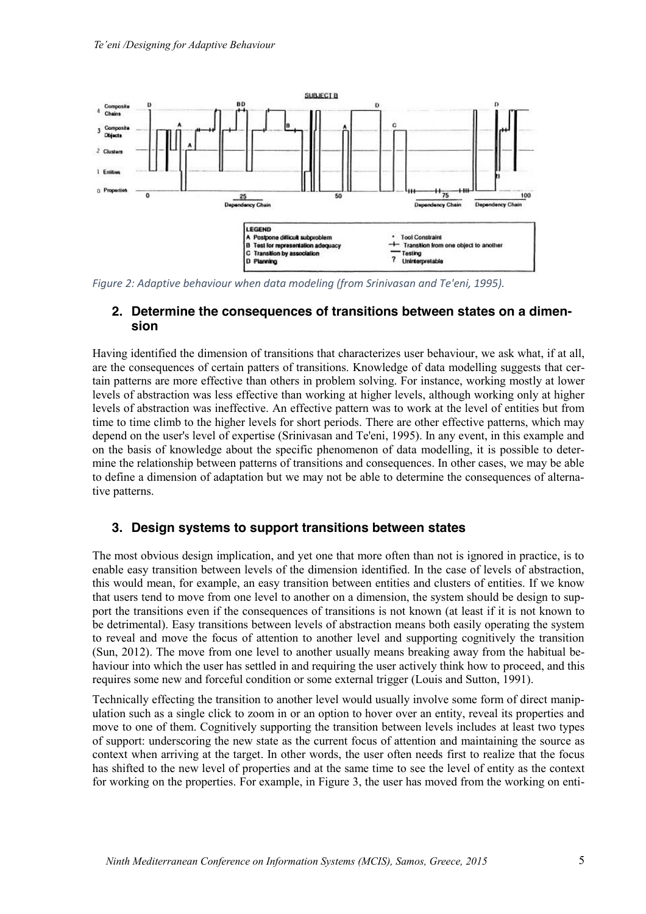Figure 2: Adaptive behaviour when data modeling (from Srinivasan and Te'eni, 1995).

## 2. Determine the consequences of transitions between states on a dimension

Having identified the dimension of transitions that characterizes user behaviour, we ask what, if at all, are the consequences of certain patters of transitions. Knowledge of data modelling suggests that certain patterns are more effective than others in problem solving. For instance, working mostly at lower levels of abstraction was less effective than working at higher levels, although working only at higher levels of abstraction was ineffective. An effective pattern was to work at the level of entities but from time to time climb to the higher levels for short periods. There are other effective patterns, which may depend on the user's level of expertise (Srinivasan and Te'eni, 1995). In any event, in this example and on the basis of knowledge about the specific phenomenon of data modelling, it is possible to determine the relationship between patterns of transitions and consequences. In other cases, we may be able to define a dimension of adaptation but we may not be able to determine the consequences of alternative patterns.

## 3. Design systems to support transitions between states

The most obvious design implication, and yet one that more often than not is ignored in practice, is to enable easy transition between levels of the dimension identified. In the case of levels of abstraction, this would mean, for example, an easy transition between entities and clusters of entities. If we know that users tend to move from one level to another on a dimension, the system should be design to support the transitions even if the consequences of transitions is not known (at least if it is not known to be detrimental). Easy transitions between levels of abstraction means both easily operating the system to reveal and move the focus of attention to another level and supporting cognitively the transition (Sun, 2012). The move from one level to another usually means breaking away from the habitual behaviour into which the user has settled in and requiring the user actively think how to proceed, and this requires some new and forceful condition or some external trigger (Louis and Sutton, 1991).

Technically effecting the transition to another level would usually involve some form of direct manipulation such as a single click to zoom in or an option to hover over an entity, reveal its properties and move to one of them. Cognitively supporting the transition between levels includes at least two types of support: underscoring the new state as the current focus of attention and maintaining the source as context when arriving at the target. In other words, the user often needs first to realize that the focus has shifted to the new level of properties and at the same time to see the level of entity as the context for working on the properties. For example, in Figure 3, the user has moved from the working on enti-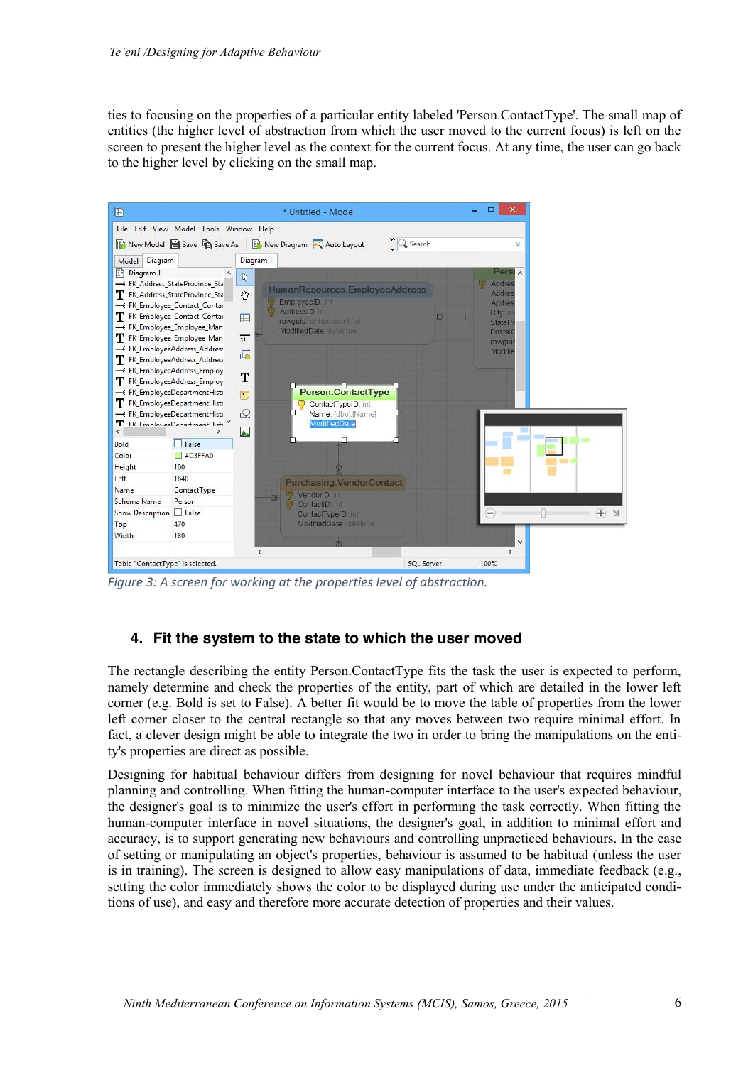ties to focusing on the properties of a particular entity labeled 'Person.ContactType'. The small map of entities (the higher level of abstraction from which the user moved to the current focus) is left on the screen to present the higher level as the context for the current focus. At any time, the user can go back to the higher level by clicking on the small map.

*Figure 3: A screen for working at the properties level of abstraction.*

## 4. Fit the system to the state to which the user moved

The rectangle describing the entity Person.ContactType fits the task the user is expected to perform, namely determine and check the properties of the entity, part of which are detailed in the lower left corner (e.g. Bold is set to False). A better fit would be to move the table of properties from the lower left corner closer to the central rectangle so that any moves between two require minimal effort. In fact, a clever design might be able to integrate the two in order to bring the manipulations on the entity's properties are direct as possible.

Designing for habitual behaviour differs from designing for novel behaviour that requires mindful planning and controlling. When fitting the human-computer interface to the user's expected behaviour, the designer's goal is to minimize the user's effort in performing the task correctly. When fitting the human-computer interface in novel situations, the designer's goal, in addition to minimal effort and accuracy, is to support generating new behaviours and controlling unpracticed behaviours. In the case of setting or manipulating an object's properties, behaviour is assumed to be habitual (unless the user is in training). The screen is designed to allow easy manipulations of data, immediate feedback (e.g., setting the color immediately shows the color to be displayed during use under the anticipated conditions of use), and easy and therefore more accurate detection of properties and their values.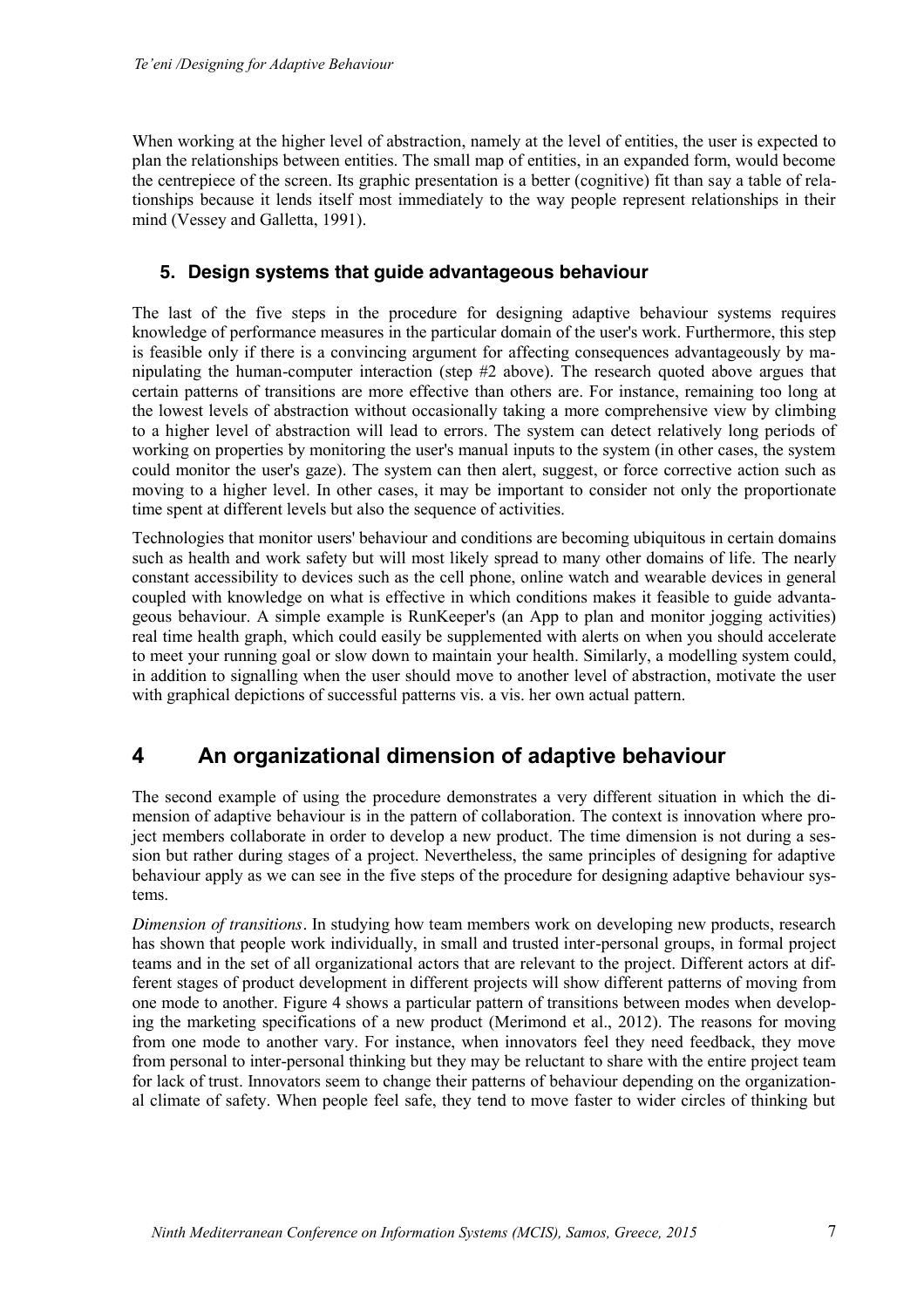When working at the higher level of abstraction, namely at the level of entities, the user is expected to plan the relationships between entities. The small map of entities, in an expanded form, would become the centrepiece of the screen. Its graphic presentation is a better (cognitive) fit than say a table of relationships because it lends itself most immediately to the way people represent relationships in their mind (Vessey and Galletta, 1991).

### 5. Design systems that guide advantageous behaviour

The last of the five steps in the procedure for designing adaptive behaviour systems requires knowledge of performance measures in the particular domain of the user's work. Furthermore, this step is feasible only if there is a convincing argument for affecting consequences advantageously by manipulating the human-computer interaction (step #2 above). The research quoted above argues that certain patterns of transitions are more effective than others are. For instance, remaining too long at the lowest levels of abstraction without occasionally taking a more comprehensive view by climbing to a higher level of abstraction will lead to errors. The system can detect relatively long periods of working on properties by monitoring the user's manual inputs to the system (in other cases, the system could monitor the user's gaze). The system can then alert, suggest, or force corrective action such as moving to a higher level. In other cases, it may be important to consider not only the proportionate time spent at different levels but also the sequence of activities.

Technologies that monitor users' behaviour and conditions are becoming ubiquitous in certain domains such as health and work safety but will most likely spread to many other domains of life. The nearly constant accessibility to devices such as the cell phone, online watch and wearable devices in general coupled with knowledge on what is effective in which conditions makes it feasible to guide advantageous behaviour. A simple example is RunKeeper's (an App to plan and monitor jogging activities) real time health graph, which could easily be supplemented with alerts on when you should accelerate to meet your running goal or slow down to maintain your health. Similarly, a modelling system could, in addition to signalling when the user should move to another level of abstraction, motivate the user with graphical depictions of successful patterns vis. a vis. her own actual pattern.

## 4 An organizational dimension of adaptive behaviour

The second example of using the procedure demonstrates a very different situation in which the dimension of adaptive behaviour is in the pattern of collaboration. The context is innovation where project members collaborate in order to develop a new product. The time dimension is not during a session but rather during stages of a project. Nevertheless, the same principles of designing for adaptive behaviour apply as we can see in the five steps of the procedure for designing adaptive behaviour systems.

*Dimension of transitions*. In studying how team members work on developing new products, research has shown that people work individually, in small and trusted inter-personal groups, in formal project teams and in the set of all organizational actors that are relevant to the project. Different actors at different stages of product development in different projects will show different patterns of moving from one mode to another. Figure 4 shows a particular pattern of transitions between modes when developing the marketing specifications of a new product (Merimond et al., 2012). The reasons for moving from one mode to another vary. For instance, when innovators feel they need feedback, they move from personal to inter-personal thinking but they may be reluctant to share with the entire project team for lack of trust. Innovators seem to change their patterns of behaviour depending on the organizational climate of safety. When people feel safe, they tend to move faster to wider circles of thinking but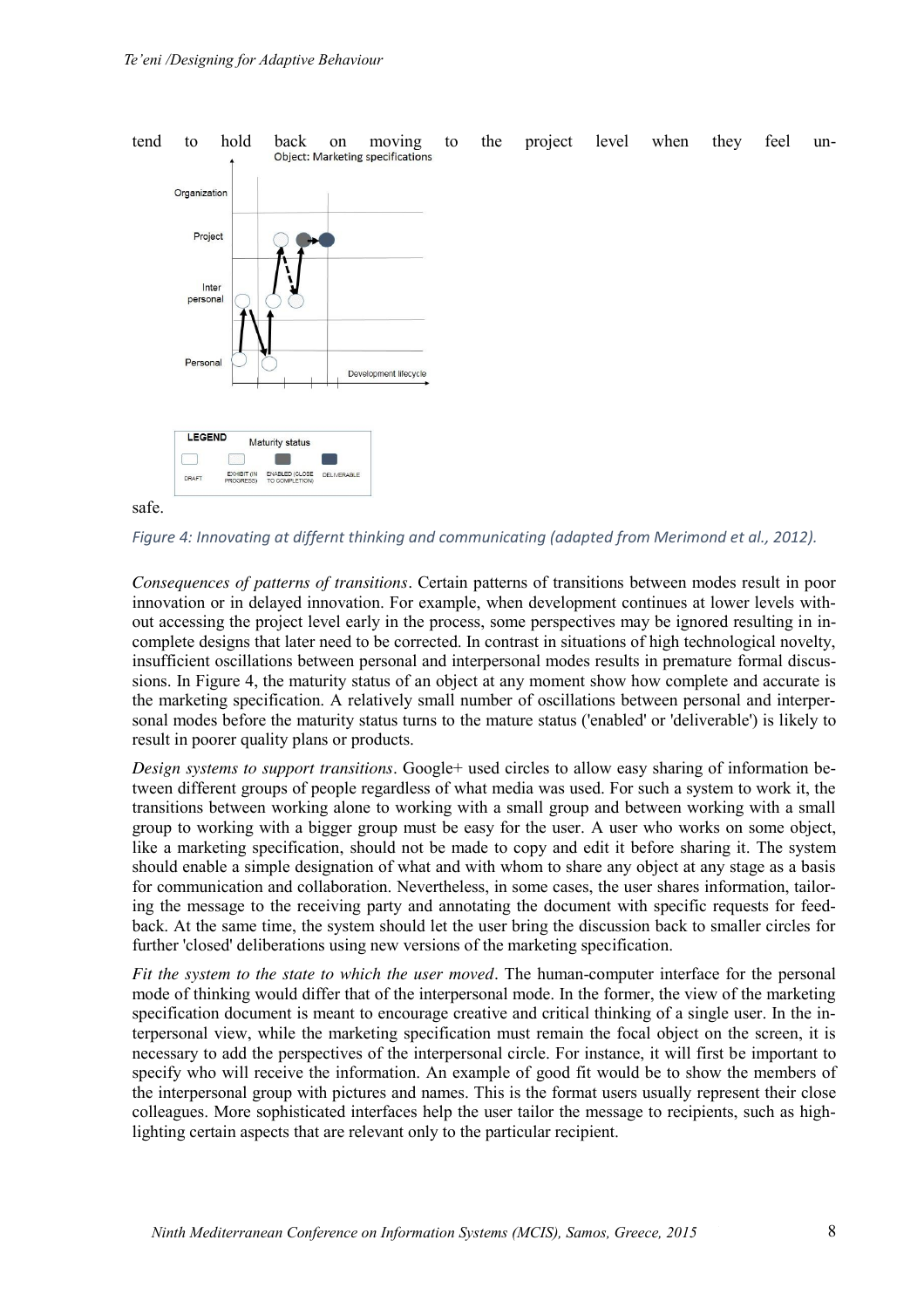tend to hold back on moving to the project level when they feel unsafe.

Figure 4: Innovating at differnt thinking and communicating (adapted from Merimond et al., 2012).

*Consequences of patterns of transitions*. Certain patterns of transitions between modes result in poor innovation or in delayed innovation. For example, when development continues at lower levels without accessing the project level early in the process, some perspectives may be ignored resulting in incomplete designs that later need to be corrected. In contrast in situations of high technological novelty, insufficient oscillations between personal and interpersonal modes results in premature formal discussions. In Figure 4, the maturity status of an object at any moment show how complete and accurate is the marketing specification. A relatively small number of oscillations between personal and interpersonal modes before the maturity status turns to the mature status ('enabled' or 'deliverable') is likely to result in poorer quality plans or products.

*Design systems to support transitions*. Google+ used circles to allow easy sharing of information between different groups of people regardless of what media was used. For such a system to work it, the transitions between working alone to working with a small group and between working with a small group to working with a bigger group must be easy for the user. A user who works on some object, like a marketing specification, should not be made to copy and edit it before sharing it. The system should enable a simple designation of what and with whom to share any object at any stage as a basis for communication and collaboration. Nevertheless, in some cases, the user shares information, tailoring the message to the receiving party and annotating the document with specific requests for feedback. At the same time, the system should let the user bring the discussion back to smaller circles for further 'closed' deliberations using new versions of the marketing specification.

*Fit the system to the state to which the user moved*. The human-computer interface for the personal mode of thinking would differ that of the interpersonal mode. In the former, the view of the marketing specification document is meant to encourage creative and critical thinking of a single user. In the interpersonal view, while the marketing specification must remain the focal object on the screen, it is necessary to add the perspectives of the interpersonal circle. For instance, it will first be important to specify who will receive the information. An example of good fit would be to show the members of the interpersonal group with pictures and names. This is the format users usually represent their close colleagues. More sophisticated interfaces help the user tailor the message to recipients, such as highlighting certain aspects that are relevant only to the particular recipient.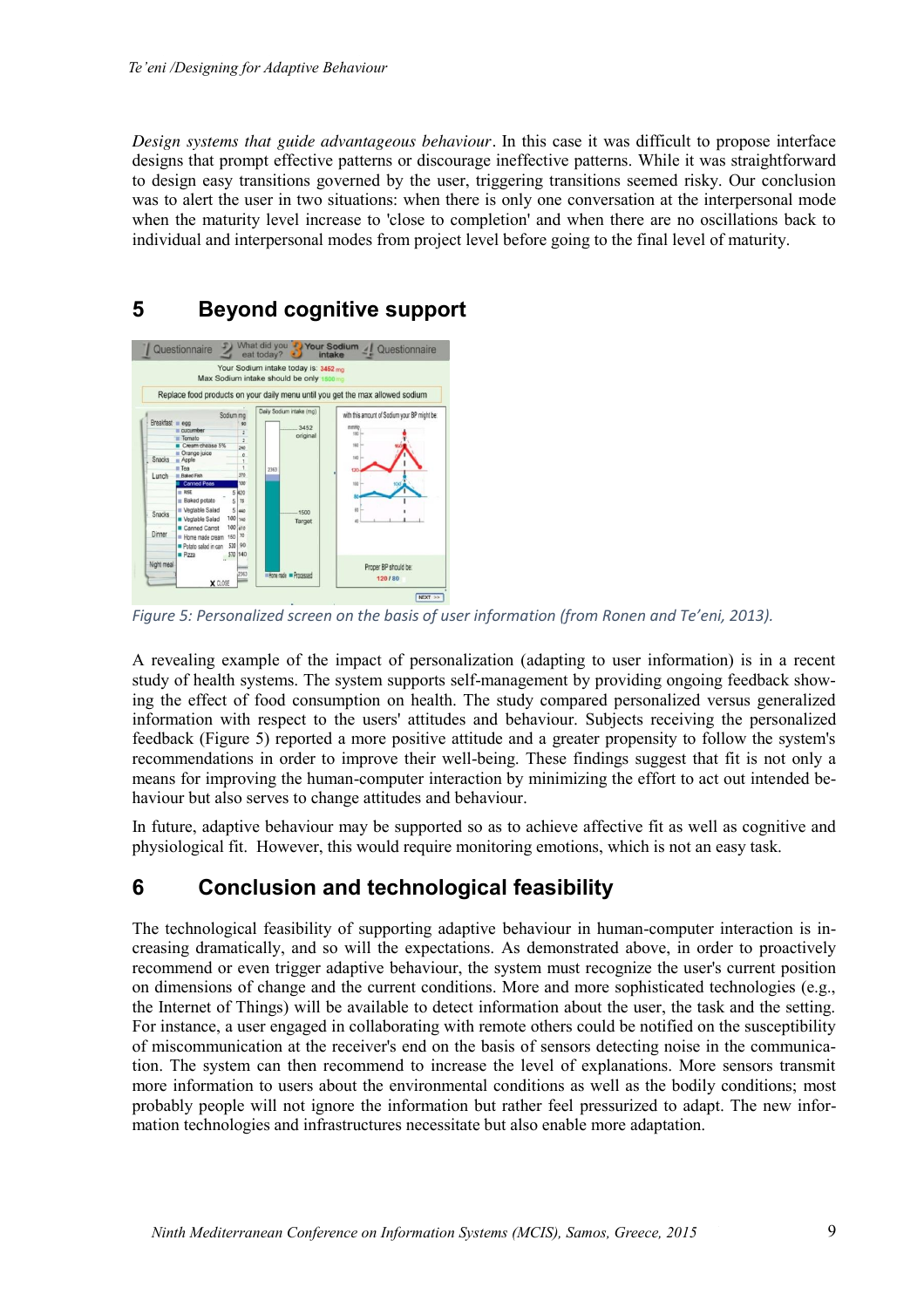*Design systems that guide advantageous behaviour*. In this case it was difficult to propose interface designs that prompt effective patterns or discourage ineffective patterns. While it was straightforward to design easy transitions governed by the user, triggering transitions seemed risky. Our conclusion was to alert the user in two situations: when there is only one conversation at the interpersonal mode when the maturity level increase to 'close to completion' and when there are no oscillations back to individual and interpersonal modes from project level before going to the final level of maturity.

## 5 Beyond cognitive support

*Figure 5: Personalized screen on the basis of user information (from Ronen and Te'eni, 2013).*

A revealing example of the impact of personalization (adapting to user information) is in a recent study of health systems. The system supports self-management by providing ongoing feedback showing the effect of food consumption on health. The study compared personalized versus generalized information with respect to the users' attitudes and behaviour. Subjects receiving the personalized feedback (Figure 5) reported a more positive attitude and a greater propensity to follow the system's recommendations in order to improve their well-being. These findings suggest that fit is not only a means for improving the human-computer interaction by minimizing the effort to act out intended behaviour but also serves to change attitudes and behaviour.

In future, adaptive behaviour may be supported so as to achieve affective fit as well as cognitive and physiological fit. However, this would require monitoring emotions, which is not an easy task.

## 6 Conclusion and technological feasibility

The technological feasibility of supporting adaptive behaviour in human-computer interaction is increasing dramatically, and so will the expectations. As demonstrated above, in order to proactively recommend or even trigger adaptive behaviour, the system must recognize the user's current position on dimensions of change and the current conditions. More and more sophisticated technologies (e.g., the Internet of Things) will be available to detect information about the user, the task and the setting. For instance, a user engaged in collaborating with remote others could be notified on the susceptibility of miscommunication at the receiver's end on the basis of sensors detecting noise in the communication. The system can then recommend to increase the level of explanations. More sensors transmit more information to users about the environmental conditions as well as the bodily conditions; most probably people will not ignore the information but rather feel pressurized to adapt. The new information technologies and infrastructures necessitate but also enable more adaptation.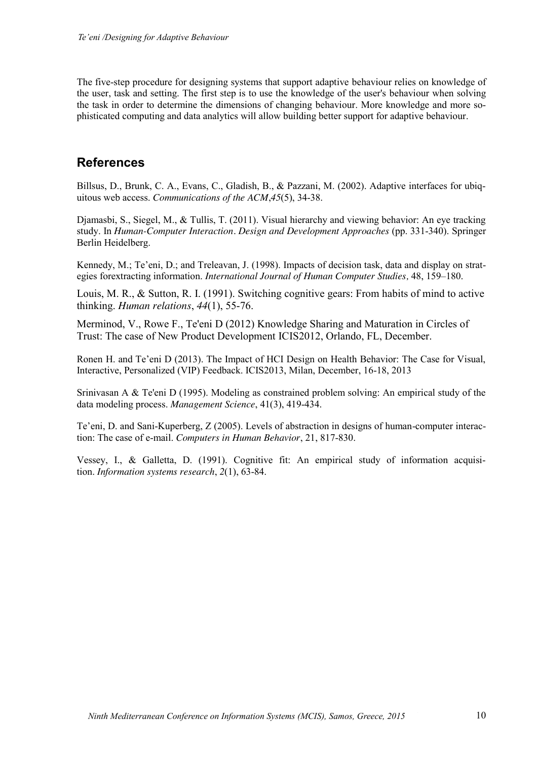The five-step procedure for designing systems that support adaptive behaviour relies on knowledge of the user, task and setting. The first step is to use the knowledge of the user's behaviour when solving the task in order to determine the dimensions of changing behaviour. More knowledge and more sophisticated computing and data analytics will allow building better support for adaptive behaviour.

## References

Billsus, D., Brunk, C. A., Evans, C., Gladish, B., & Pazzani, M. (2002). Adaptive interfaces for ubiquitous web access. *Communications of the ACM*,*45*(5), 34-38.

Djamasbi, S., Siegel, M., & Tullis, T. (2011). Visual hierarchy and viewing behavior: An eye tracking study. In *Human-Computer Interaction. Design and Development Approaches* (pp. 331-340). Springer Berlin Heidelberg.

Kennedy, M.; Te'eni, D.; and Treleavan, J. (1998). Impacts of decision task, data and display on strategies forextracting information. *International Journal of Human Computer Studies,* 48, 159–180.

Louis, M. R., & Sutton, R. I. (1991). Switching cognitive gears: From habits of mind to active thinking. *Human relations*, *44*(1), 55-76.

Merminod, V., Rowe F., Te'eni D (2012) Knowledge Sharing and Maturation in Circles of Trust: The case of New Product Development ICIS2012, Orlando, FL, December.

Ronen H. and Te'eni D (2013). The Impact of HCI Design on Health Behavior: The Case for Visual, Interactive, Personalized (VIP) Feedback. ICIS2013, Milan, December, 16-18, 2013

Srinivasan A & Te'eni D (1995). Modeling as constrained problem solving: An empirical study of the data modeling process. *Management Science*, 41(3), 419-434.

Te'eni, D. and Sani-Kuperberg, Z (2005). Levels of abstraction in designs of human-computer interaction: The case of e-mail. *Computers in Human Behavior*, 21, 817-830.

Vessey, I., & Galletta, D. (1991). Cognitive fit: An empirical study of information acquisition. *Information systems research*, *2*(1), 63-84.